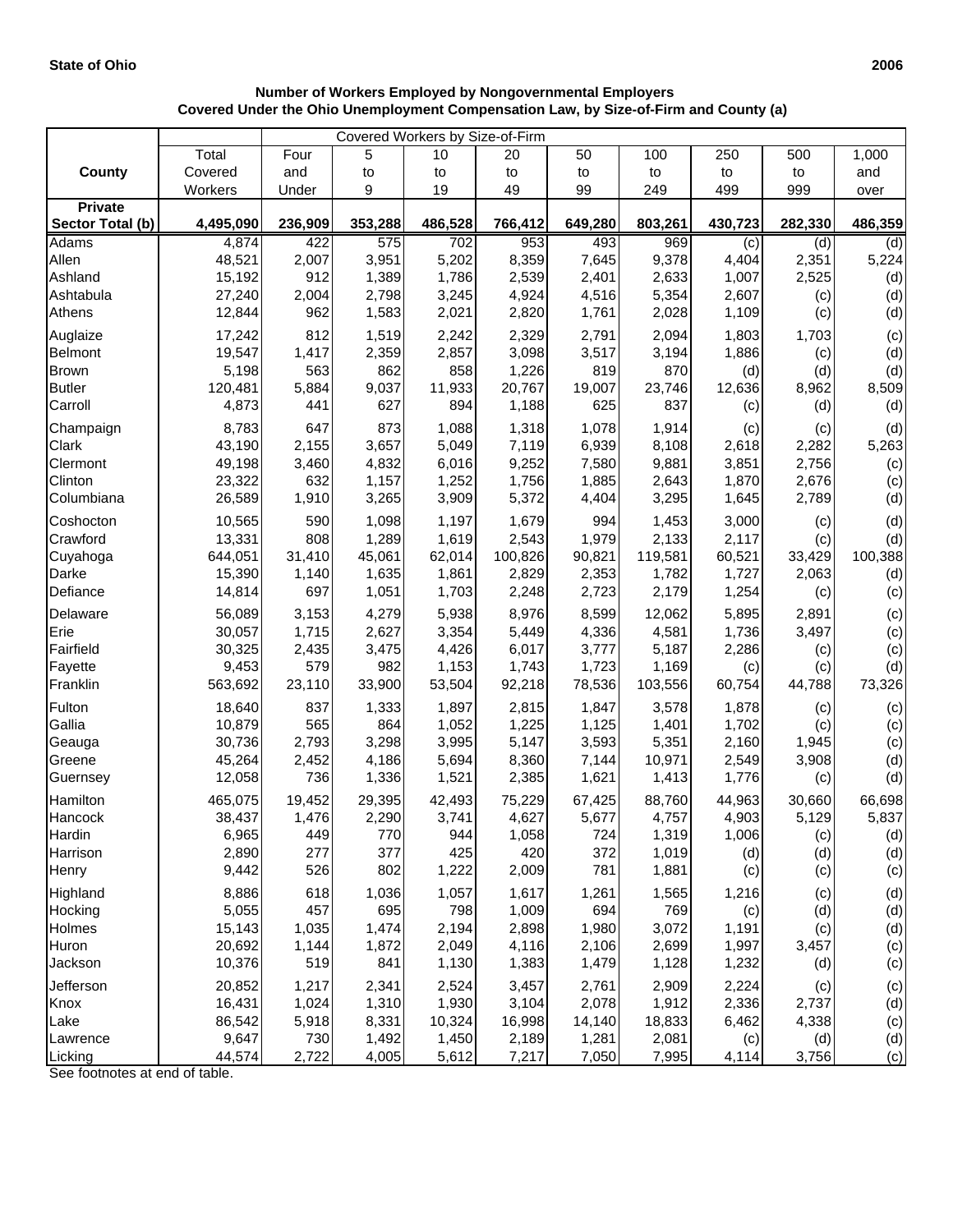**State of Ohio** **2006**

**Number of Workers Employed by Nongovernmental Employers**
**Covered Under the Ohio Unemployment Compensation Law, by Size-of-Firm and County (a)**

| County | Total Covered Workers | Covered Workers by Size-of-Firm | | | | | | | | |
|---|---|---|---|---|---|---|---|---|---|---|
| | | Four and Under | 5 to 9 | 10 to 19 | 20 to 49 | 50 to 99 | 100 to 249 | 250 to 499 | 500 to 999 | 1,000 and over |
| **Private Sector Total (b)** | **4,495,090** | **236,909** | **353,288** | **486,528** | **766,412** | **649,280** | **803,261** | **430,723** | **282,330** | **486,359** |
| Adams | 4,874 | 422 | 575 | 702 | 953 | 493 | 969 | (c) | (d) | (d) |
| Allen | 48,521 | 2,007 | 3,951 | 5,202 | 8,359 | 7,645 | 9,378 | 4,404 | 2,351 | 5,224 |
| Ashland | 15,192 | 912 | 1,389 | 1,786 | 2,539 | 2,401 | 2,633 | 1,007 | 2,525 | (d) |
| Ashtabula | 27,240 | 2,004 | 2,798 | 3,245 | 4,924 | 4,516 | 5,354 | 2,607 | (c) | (d) |
| Athens | 12,844 | 962 | 1,583 | 2,021 | 2,820 | 1,761 | 2,028 | 1,109 | (c) | (d) |
| Auglaize | 17,242 | 812 | 1,519 | 2,242 | 2,329 | 2,791 | 2,094 | 1,803 | 1,703 | (c) |
| Belmont | 19,547 | 1,417 | 2,359 | 2,857 | 3,098 | 3,517 | 3,194 | 1,886 | (c) | (d) |
| Brown | 5,198 | 563 | 862 | 858 | 1,226 | 819 | 870 | (d) | (d) | (d) |
| Butler | 120,481 | 5,884 | 9,037 | 11,933 | 20,767 | 19,007 | 23,746 | 12,636 | 8,962 | 8,509 |
| Carroll | 4,873 | 441 | 627 | 894 | 1,188 | 625 | 837 | (c) | (d) | (d) |
| Champaign | 8,783 | 647 | 873 | 1,088 | 1,318 | 1,078 | 1,914 | (c) | (c) | (d) |
| Clark | 43,190 | 2,155 | 3,657 | 5,049 | 7,119 | 6,939 | 8,108 | 2,618 | 2,282 | 5,263 |
| Clermont | 49,198 | 3,460 | 4,832 | 6,016 | 9,252 | 7,580 | 9,881 | 3,851 | 2,756 | (c) |
| Clinton | 23,322 | 632 | 1,157 | 1,252 | 1,756 | 1,885 | 2,643 | 1,870 | 2,676 | (c) |
| Columbiana | 26,589 | 1,910 | 3,265 | 3,909 | 5,372 | 4,404 | 3,295 | 1,645 | 2,789 | (d) |
| Coshocton | 10,565 | 590 | 1,098 | 1,197 | 1,679 | 994 | 1,453 | 3,000 | (c) | (d) |
| Crawford | 13,331 | 808 | 1,289 | 1,619 | 2,543 | 1,979 | 2,133 | 2,117 | (c) | (d) |
| Cuyahoga | 644,051 | 31,410 | 45,061 | 62,014 | 100,826 | 90,821 | 119,581 | 60,521 | 33,429 | 100,388 |
| Darke | 15,390 | 1,140 | 1,635 | 1,861 | 2,829 | 2,353 | 1,782 | 1,727 | 2,063 | (d) |
| Defiance | 14,814 | 697 | 1,051 | 1,703 | 2,248 | 2,723 | 2,179 | 1,254 | (c) | (c) |
| Delaware | 56,089 | 3,153 | 4,279 | 5,938 | 8,976 | 8,599 | 12,062 | 5,895 | 2,891 | (c) |
| Erie | 30,057 | 1,715 | 2,627 | 3,354 | 5,449 | 4,336 | 4,581 | 1,736 | 3,497 | (c) |
| Fairfield | 30,325 | 2,435 | 3,475 | 4,426 | 6,017 | 3,777 | 5,187 | 2,286 | (c) | (c) |
| Fayette | 9,453 | 579 | 982 | 1,153 | 1,743 | 1,723 | 1,169 | (c) | (c) | (d) |
| Franklin | 563,692 | 23,110 | 33,900 | 53,504 | 92,218 | 78,536 | 103,556 | 60,754 | 44,788 | 73,326 |
| Fulton | 18,640 | 837 | 1,333 | 1,897 | 2,815 | 1,847 | 3,578 | 1,878 | (c) | (c) |
| Gallia | 10,879 | 565 | 864 | 1,052 | 1,225 | 1,125 | 1,401 | 1,702 | (c) | (c) |
| Geauga | 30,736 | 2,793 | 3,298 | 3,995 | 5,147 | 3,593 | 5,351 | 2,160 | 1,945 | (c) |
| Greene | 45,264 | 2,452 | 4,186 | 5,694 | 8,360 | 7,144 | 10,971 | 2,549 | 3,908 | (d) |
| Guernsey | 12,058 | 736 | 1,336 | 1,521 | 2,385 | 1,621 | 1,413 | 1,776 | (c) | (d) |
| Hamilton | 465,075 | 19,452 | 29,395 | 42,493 | 75,229 | 67,425 | 88,760 | 44,963 | 30,660 | 66,698 |
| Hancock | 38,437 | 1,476 | 2,290 | 3,741 | 4,627 | 5,677 | 4,757 | 4,903 | 5,129 | 5,837 |
| Hardin | 6,965 | 449 | 770 | 944 | 1,058 | 724 | 1,319 | 1,006 | (c) | (d) |
| Harrison | 2,890 | 277 | 377 | 425 | 420 | 372 | 1,019 | (d) | (d) | (d) |
| Henry | 9,442 | 526 | 802 | 1,222 | 2,009 | 781 | 1,881 | (c) | (c) | (c) |
| Highland | 8,886 | 618 | 1,036 | 1,057 | 1,617 | 1,261 | 1,565 | 1,216 | (c) | (d) |
| Hocking | 5,055 | 457 | 695 | 798 | 1,009 | 694 | 769 | (c) | (d) | (d) |
| Holmes | 15,143 | 1,035 | 1,474 | 2,194 | 2,898 | 1,980 | 3,072 | 1,191 | (c) | (d) |
| Huron | 20,692 | 1,144 | 1,872 | 2,049 | 4,116 | 2,106 | 2,699 | 1,997 | 3,457 | (c) |
| Jackson | 10,376 | 519 | 841 | 1,130 | 1,383 | 1,479 | 1,128 | 1,232 | (d) | (c) |
| Jefferson | 20,852 | 1,217 | 2,341 | 2,524 | 3,457 | 2,761 | 2,909 | 2,224 | (c) | (c) |
| Knox | 16,431 | 1,024 | 1,310 | 1,930 | 3,104 | 2,078 | 1,912 | 2,336 | 2,737 | (d) |
| Lake | 86,542 | 5,918 | 8,331 | 10,324 | 16,998 | 14,140 | 18,833 | 6,462 | 4,338 | (c) |
| Lawrence | 9,647 | 730 | 1,492 | 1,450 | 2,189 | 1,281 | 2,081 | (c) | (d) | (d) |
| Licking | 44,574 | 2,722 | 4,005 | 5,612 | 7,217 | 7,050 | 7,995 | 4,114 | 3,756 | (c) |

See footnotes at end of table.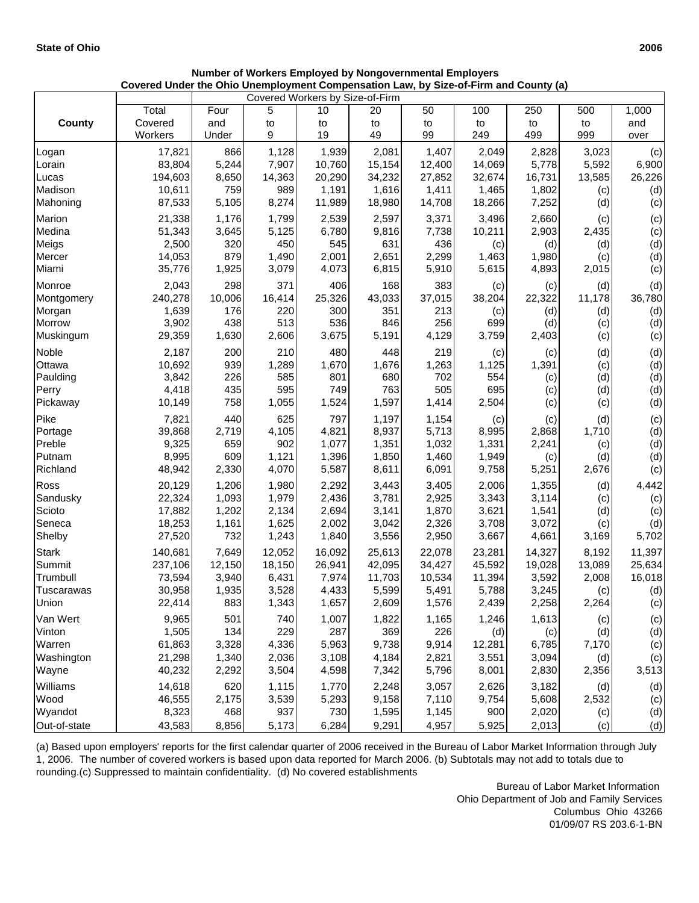**State of Ohio** **2006**

**Number of Workers Employed by Nongovernmental Employers Covered Under the Ohio Unemployment Compensation Law, by Size-of-Firm and County (a)**

| | | Covered Workers by Size-of-Firm | | | | | | | | |
|---|---|---|---|---|---|---|---|---|---|---|
| County | Total Covered Workers | Four and Under | 5 to 9 | 10 to 19 | 20 to 49 | 50 to 99 | 100 to 249 | 250 to 499 | 500 to 999 | 1,000 and over |
| Logan | 17,821 | 866 | 1,128 | 1,939 | 2,081 | 1,407 | 2,049 | 2,828 | 3,023 | (c) |
| Lorain | 83,804 | 5,244 | 7,907 | 10,760 | 15,154 | 12,400 | 14,069 | 5,778 | 5,592 | 6,900 |
| Lucas | 194,603 | 8,650 | 14,363 | 20,290 | 34,232 | 27,852 | 32,674 | 16,731 | 13,585 | 26,226 |
| Madison | 10,611 | 759 | 989 | 1,191 | 1,616 | 1,411 | 1,465 | 1,802 | (c) | (d) |
| Mahoning | 87,533 | 5,105 | 8,274 | 11,989 | 18,980 | 14,708 | 18,266 | 7,252 | (d) | (c) |
| Marion | 21,338 | 1,176 | 1,799 | 2,539 | 2,597 | 3,371 | 3,496 | 2,660 | (c) | (c) |
| Medina | 51,343 | 3,645 | 5,125 | 6,780 | 9,816 | 7,738 | 10,211 | 2,903 | 2,435 | (c) |
| Meigs | 2,500 | 320 | 450 | 545 | 631 | 436 | (c) | (d) | (d) | (d) |
| Mercer | 14,053 | 879 | 1,490 | 2,001 | 2,651 | 2,299 | 1,463 | 1,980 | (c) | (d) |
| Miami | 35,776 | 1,925 | 3,079 | 4,073 | 6,815 | 5,910 | 5,615 | 4,893 | 2,015 | (c) |
| Monroe | 2,043 | 298 | 371 | 406 | 168 | 383 | (c) | (c) | (d) | (d) |
| Montgomery | 240,278 | 10,006 | 16,414 | 25,326 | 43,033 | 37,015 | 38,204 | 22,322 | 11,178 | 36,780 |
| Morgan | 1,639 | 176 | 220 | 300 | 351 | 213 | (c) | (d) | (d) | (d) |
| Morrow | 3,902 | 438 | 513 | 536 | 846 | 256 | 699 | (d) | (c) | (d) |
| Muskingum | 29,359 | 1,630 | 2,606 | 3,675 | 5,191 | 4,129 | 3,759 | 2,403 | (c) | (c) |
| Noble | 2,187 | 200 | 210 | 480 | 448 | 219 | (c) | (c) | (d) | (d) |
| Ottawa | 10,692 | 939 | 1,289 | 1,670 | 1,676 | 1,263 | 1,125 | 1,391 | (c) | (d) |
| Paulding | 3,842 | 226 | 585 | 801 | 680 | 702 | 554 | (c) | (d) | (d) |
| Perry | 4,418 | 435 | 595 | 749 | 763 | 505 | 695 | (c) | (d) | (d) |
| Pickaway | 10,149 | 758 | 1,055 | 1,524 | 1,597 | 1,414 | 2,504 | (c) | (c) | (d) |
| Pike | 7,821 | 440 | 625 | 797 | 1,197 | 1,154 | (c) | (c) | (d) | (c) |
| Portage | 39,868 | 2,719 | 4,105 | 4,821 | 8,937 | 5,713 | 8,995 | 2,868 | 1,710 | (d) |
| Preble | 9,325 | 659 | 902 | 1,077 | 1,351 | 1,032 | 1,331 | 2,241 | (c) | (d) |
| Putnam | 8,995 | 609 | 1,121 | 1,396 | 1,850 | 1,460 | 1,949 | (c) | (d) | (d) |
| Richland | 48,942 | 2,330 | 4,070 | 5,587 | 8,611 | 6,091 | 9,758 | 5,251 | 2,676 | (c) |
| Ross | 20,129 | 1,206 | 1,980 | 2,292 | 3,443 | 3,405 | 2,006 | 1,355 | (d) | 4,442 |
| Sandusky | 22,324 | 1,093 | 1,979 | 2,436 | 3,781 | 2,925 | 3,343 | 3,114 | (c) | (c) |
| Scioto | 17,882 | 1,202 | 2,134 | 2,694 | 3,141 | 1,870 | 3,621 | 1,541 | (d) | (c) |
| Seneca | 18,253 | 1,161 | 1,625 | 2,002 | 3,042 | 2,326 | 3,708 | 3,072 | (c) | (d) |
| Shelby | 27,520 | 732 | 1,243 | 1,840 | 3,556 | 2,950 | 3,667 | 4,661 | 3,169 | 5,702 |
| Stark | 140,681 | 7,649 | 12,052 | 16,092 | 25,613 | 22,078 | 23,281 | 14,327 | 8,192 | 11,397 |
| Summit | 237,106 | 12,150 | 18,150 | 26,941 | 42,095 | 34,427 | 45,592 | 19,028 | 13,089 | 25,634 |
| Trumbull | 73,594 | 3,940 | 6,431 | 7,974 | 11,703 | 10,534 | 11,394 | 3,592 | 2,008 | 16,018 |
| Tuscarawas | 30,958 | 1,935 | 3,528 | 4,433 | 5,599 | 5,491 | 5,788 | 3,245 | (c) | (d) |
| Union | 22,414 | 883 | 1,343 | 1,657 | 2,609 | 1,576 | 2,439 | 2,258 | 2,264 | (c) |
| Van Wert | 9,965 | 501 | 740 | 1,007 | 1,822 | 1,165 | 1,246 | 1,613 | (c) | (c) |
| Vinton | 1,505 | 134 | 229 | 287 | 369 | 226 | (d) | (c) | (d) | (d) |
| Warren | 61,863 | 3,328 | 4,336 | 5,963 | 9,738 | 9,914 | 12,281 | 6,785 | 7,170 | (c) |
| Washington | 21,298 | 1,340 | 2,036 | 3,108 | 4,184 | 2,821 | 3,551 | 3,094 | (d) | (c) |
| Wayne | 40,232 | 2,292 | 3,504 | 4,598 | 7,342 | 5,796 | 8,001 | 2,830 | 2,356 | 3,513 |
| Williams | 14,618 | 620 | 1,115 | 1,770 | 2,248 | 3,057 | 2,626 | 3,182 | (d) | (d) |
| Wood | 46,555 | 2,175 | 3,539 | 5,293 | 9,158 | 7,110 | 9,754 | 5,608 | 2,532 | (c) |
| Wyandot | 8,323 | 468 | 937 | 730 | 1,595 | 1,145 | 900 | 2,020 | (c) | (d) |
| Out-of-state | 43,583 | 8,856 | 5,173 | 6,284 | 9,291 | 4,957 | 5,925 | 2,013 | (c) | (d) |

(a) Based upon employers' reports for the first calendar quarter of 2006 received in the Bureau of Labor Market Information through July 1, 2006. The number of covered workers is based upon data reported for March 2006. (b) Subtotals may not add to totals due to rounding.(c) Suppressed to maintain confidentiality. (d) No covered establishments

Bureau of Labor Market Information
Ohio Department of Job and Family Services
Columbus Ohio 43266
01/09/07 RS 203.6-1-BN